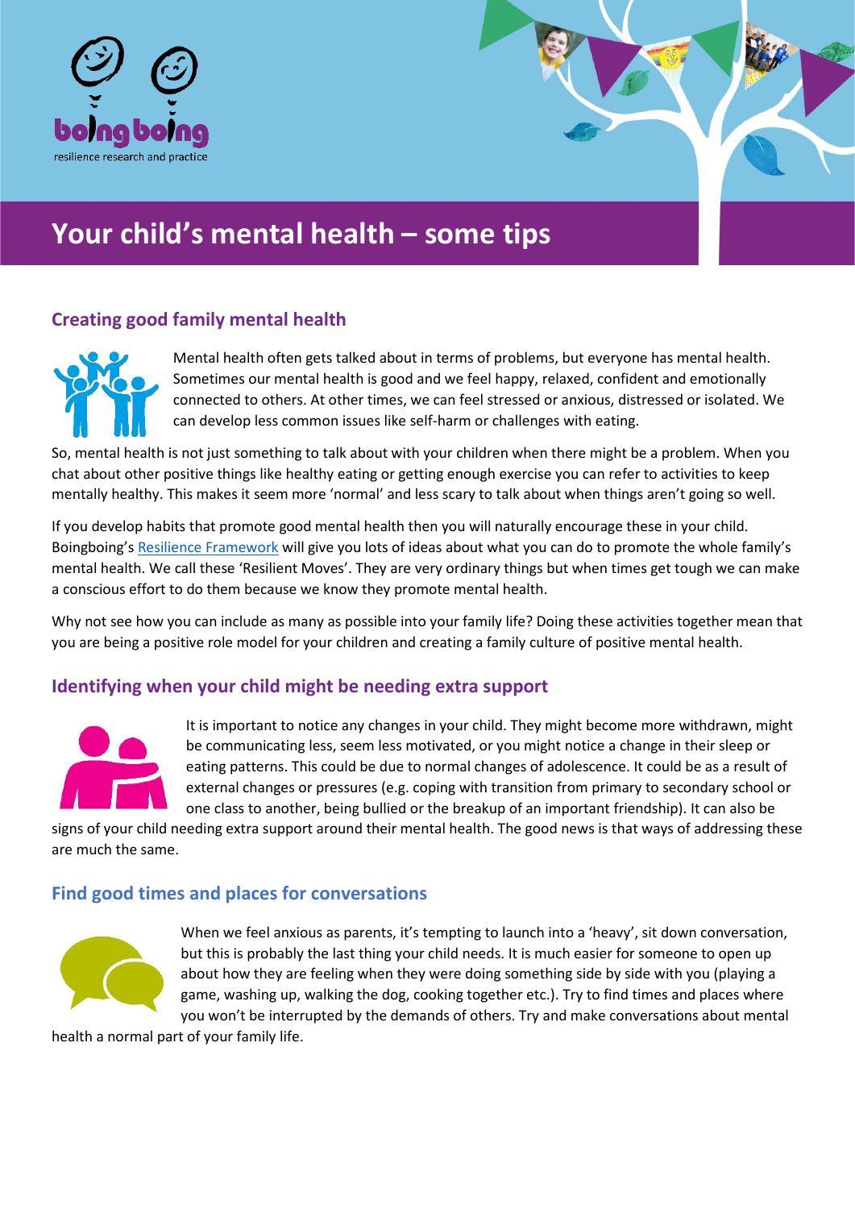boing boing
resilience research and practice

# Your child's mental health – some tips

## Creating good family mental health

Mental health often gets talked about in terms of problems, but everyone has mental health. Sometimes our mental health is good and we feel happy, relaxed, confident and emotionally connected to others. At other times, we can feel stressed or anxious, distressed or isolated. We can develop less common issues like self-harm or challenges with eating.

So, mental health is not just something to talk about with your children when there might be a problem. When you chat about other positive things like healthy eating or getting enough exercise you can refer to activities to keep mentally healthy. This makes it seem more 'normal' and less scary to talk about when things aren't going so well.

If you develop habits that promote good mental health then you will naturally encourage these in your child. Boingboing's Resilience Framework will give you lots of ideas about what you can do to promote the whole family's mental health. We call these 'Resilient Moves'. They are very ordinary things but when times get tough we can make a conscious effort to do them because we know they promote mental health.

Why not see how you can include as many as possible into your family life? Doing these activities together mean that you are being a positive role model for your children and creating a family culture of positive mental health.

## Identifying when your child might be needing extra support

It is important to notice any changes in your child. They might become more withdrawn, might be communicating less, seem less motivated, or you might notice a change in their sleep or eating patterns. This could be due to normal changes of adolescence. It could be as a result of external changes or pressures (e.g. coping with transition from primary to secondary school or one class to another, being bullied or the breakup of an important friendship). It can also be signs of your child needing extra support around their mental health. The good news is that ways of addressing these are much the same.

## Find good times and places for conversations

When we feel anxious as parents, it's tempting to launch into a 'heavy', sit down conversation, but this is probably the last thing your child needs. It is much easier for someone to open up about how they are feeling when they were doing something side by side with you (playing a game, washing up, walking the dog, cooking together etc.). Try to find times and places where you won't be interrupted by the demands of others. Try and make conversations about mental health a normal part of your family life.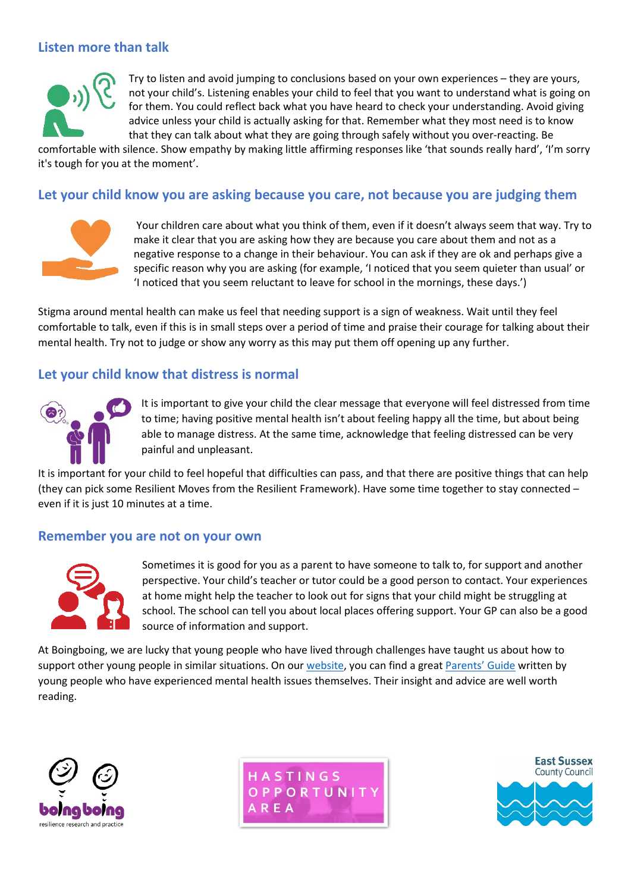## Listen more than talk

Try to listen and avoid jumping to conclusions based on your own experiences – they are yours, not your child's. Listening enables your child to feel that you want to understand what is going on for them. You could reflect back what you have heard to check your understanding. Avoid giving advice unless your child is actually asking for that. Remember what they most need is to know that they can talk about what they are going through safely without you over-reacting. Be comfortable with silence. Show empathy by making little affirming responses like 'that sounds really hard', 'I'm sorry it's tough for you at the moment'.

## Let your child know you are asking because you care, not because you are judging them

Your children care about what you think of them, even if it doesn't always seem that way. Try to make it clear that you are asking how they are because you care about them and not as a negative response to a change in their behaviour. You can ask if they are ok and perhaps give a specific reason why you are asking (for example, 'I noticed that you seem quieter than usual' or 'I noticed that you seem reluctant to leave for school in the mornings, these days.')

Stigma around mental health can make us feel that needing support is a sign of weakness. Wait until they feel comfortable to talk, even if this is in small steps over a period of time and praise their courage for talking about their mental health. Try not to judge or show any worry as this may put them off opening up any further.

## Let your child know that distress is normal

It is important to give your child the clear message that everyone will feel distressed from time to time; having positive mental health isn't about feeling happy all the time, but about being able to manage distress. At the same time, acknowledge that feeling distressed can be very painful and unpleasant.

It is important for your child to feel hopeful that difficulties can pass, and that there are positive things that can help (they can pick some Resilient Moves from the Resilient Framework). Have some time together to stay connected – even if it is just 10 minutes at a time.

## Remember you are not on your own

Sometimes it is good for you as a parent to have someone to talk to, for support and another perspective. Your child's teacher or tutor could be a good person to contact. Your experiences at home might help the teacher to look out for signs that your child might be struggling at school. The school can tell you about local places offering support. Your GP can also be a good source of information and support.

At Boingboing, we are lucky that young people who have lived through challenges have taught us about how to support other young people in similar situations. On our website, you can find a great Parents' Guide written by young people who have experienced mental health issues themselves. Their insight and advice are well worth reading.

boingboing resilience research and practice

HASTINGS OPPORTUNITY AREA

East Sussex County Council